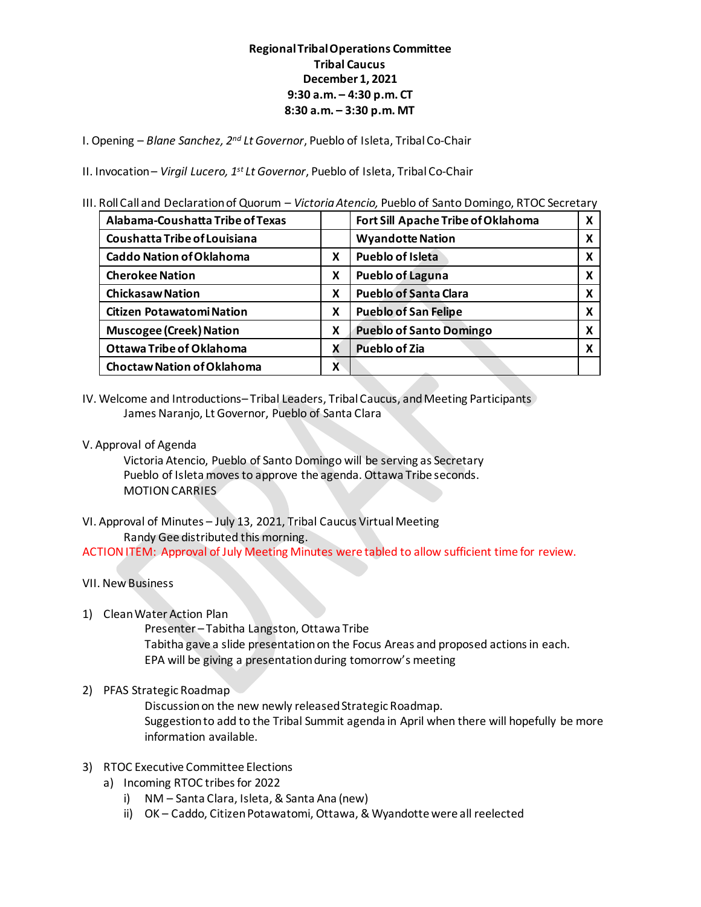**Regional Tribal Operations Committee**
**Tribal Caucus**
**December 1, 2021**
**9:30 a.m. – 4:30 p.m. CT**
**8:30 a.m. – 3:30 p.m. MT**

I. Opening – *Blane Sanchez, 2nd Lt Governor*, Pueblo of Isleta, Tribal Co-Chair

II. Invocation – *Virgil Lucero, 1st Lt Governor*, Pueblo of Isleta, Tribal Co-Chair

III. Roll Call and Declaration of Quorum – *Victoria Atencio,* Pueblo of Santo Domingo, RTOC Secretary

| **Alabama-Coushatta Tribe of Texas** | | **Fort Sill Apache Tribe of Oklahoma** | **X** |
|---|---|---|---|
| **Coushatta Tribe of Louisiana** | | **Wyandotte Nation** | **X** |
| **Caddo Nation of Oklahoma** | **X** | **Pueblo of Isleta** | **X** |
| **Cherokee Nation** | **X** | **Pueblo of Laguna** | **X** |
| **Chickasaw Nation** | **X** | **Pueblo of Santa Clara** | **X** |
| **Citizen Potawatomi Nation** | **X** | **Pueblo of San Felipe** | **X** |
| **Muscogee (Creek) Nation** | **X** | **Pueblo of Santo Domingo** | **X** |
| **Ottawa Tribe of Oklahoma** | **X** | **Pueblo of Zia** | **X** |
| **Choctaw Nation of Oklahoma** | **X** | | |

IV. Welcome and Introductions – Tribal Leaders, Tribal Caucus, and Meeting Participants
James Naranjo, Lt Governor, Pueblo of Santa Clara

V. Approval of Agenda
Victoria Atencio, Pueblo of Santo Domingo will be serving as Secretary
Pueblo of Isleta moves to approve the agenda. Ottawa Tribe seconds.
MOTION CARRIES

VI. Approval of Minutes – July 13, 2021, Tribal Caucus Virtual Meeting
Randy Gee distributed this morning.

ACTION ITEM: Approval of July Meeting Minutes were tabled to allow sufficient time for review.

VII. New Business

1) Clean Water Action Plan
   Presenter – Tabitha Langston, Ottawa Tribe
   Tabitha gave a slide presentation on the Focus Areas and proposed actions in each.
   EPA will be giving a presentation during tomorrow's meeting

2) PFAS Strategic Roadmap
   Discussion on the new newly released Strategic Roadmap.
   Suggestion to add to the Tribal Summit agenda in April when there will hopefully be more information available.

3) RTOC Executive Committee Elections
   a) Incoming RTOC tribes for 2022
      i) NM – Santa Clara, Isleta, & Santa Ana (new)
      ii) OK – Caddo, Citizen Potawatomi, Ottawa, & Wyandotte were all reelected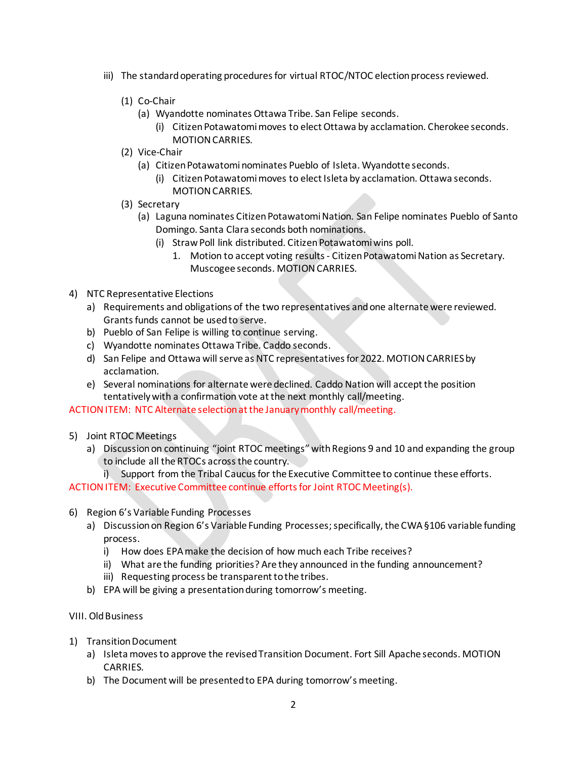iii) The standard operating procedures for virtual RTOC/NTOC election process reviewed.

(1) Co-Chair
  (a) Wyandotte nominates Ottawa Tribe. San Felipe seconds.
    (i) Citizen Potawatomi moves to elect Ottawa by acclamation. Cherokee seconds. MOTION CARRIES.

(2) Vice-Chair
  (a) Citizen Potawatomi nominates Pueblo of Isleta. Wyandotte seconds.
    (i) Citizen Potawatomi moves to elect Isleta by acclamation. Ottawa seconds. MOTION CARRIES.

(3) Secretary
  (a) Laguna nominates Citizen Potawatomi Nation. San Felipe nominates Pueblo of Santo Domingo. Santa Clara seconds both nominations.
    (i) Straw Poll link distributed. Citizen Potawatomi wins poll.
      1. Motion to accept voting results - Citizen Potawatomi Nation as Secretary. Muscogee seconds. MOTION CARRIES.

4) NTC Representative Elections
  a) Requirements and obligations of the two representatives and one alternate were reviewed. Grants funds cannot be used to serve.
  b) Pueblo of San Felipe is willing to continue serving.
  c) Wyandotte nominates Ottawa Tribe. Caddo seconds.
  d) San Felipe and Ottawa will serve as NTC representatives for 2022. MOTION CARRIES by acclamation.
  e) Several nominations for alternate were declined. Caddo Nation will accept the position tentatively with a confirmation vote at the next monthly call/meeting.

ACTION ITEM: NTC Alternate selection at the January monthly call/meeting.

5) Joint RTOC Meetings
  a) Discussion on continuing "joint RTOC meetings" with Regions 9 and 10 and expanding the group to include all the RTOCs across the country.
    i) Support from the Tribal Caucus for the Executive Committee to continue these efforts.

ACTION ITEM: Executive Committee continue efforts for Joint RTOC Meeting(s).

6) Region 6's Variable Funding Processes
  a) Discussion on Region 6's Variable Funding Processes; specifically, the CWA §106 variable funding process.
    i) How does EPA make the decision of how much each Tribe receives?
    ii) What are the funding priorities? Are they announced in the funding announcement?
    iii) Requesting process be transparent to the tribes.
  b) EPA will be giving a presentation during tomorrow's meeting.

VIII. Old Business

1) Transition Document
  a) Isleta moves to approve the revised Transition Document. Fort Sill Apache seconds. MOTION CARRIES.
  b) The Document will be presented to EPA during tomorrow's meeting.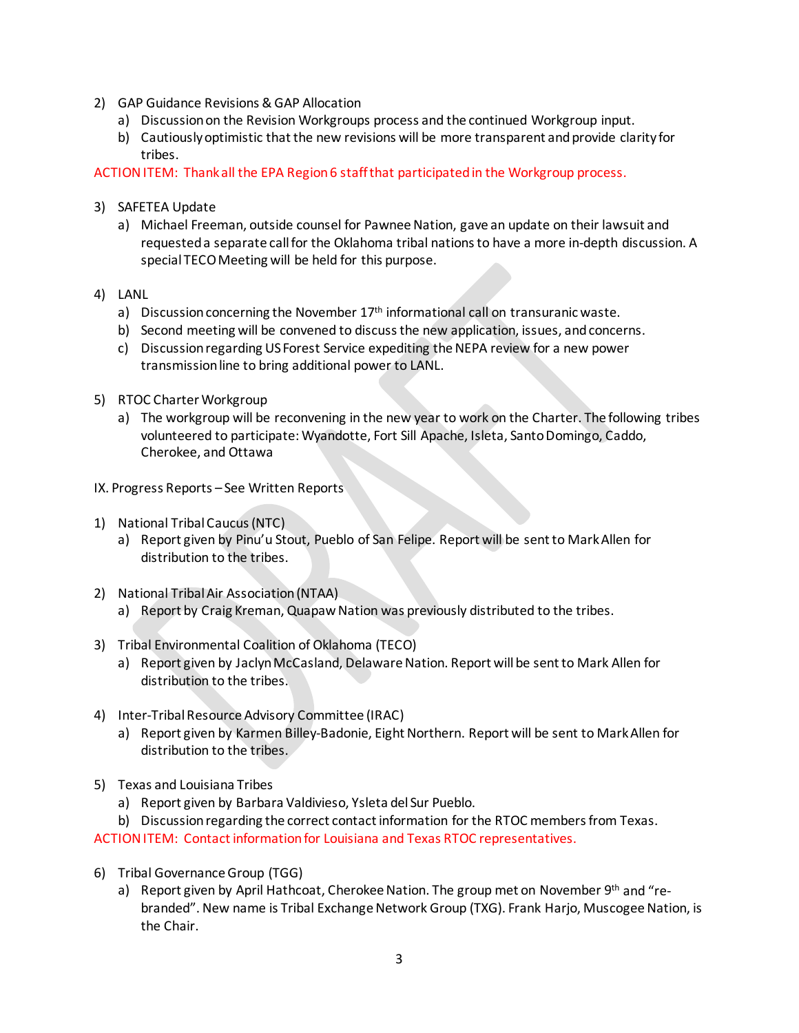2) GAP Guidance Revisions & GAP Allocation
   a) Discussion on the Revision Workgroups process and the continued Workgroup input.
   b) Cautiously optimistic that the new revisions will be more transparent and provide clarity for tribes.

ACTION ITEM: Thank all the EPA Region 6 staff that participated in the Workgroup process.

3) SAFETEA Update
   a) Michael Freeman, outside counsel for Pawnee Nation, gave an update on their lawsuit and requested a separate call for the Oklahoma tribal nations to have a more in-depth discussion. A special TECO Meeting will be held for this purpose.

4) LANL
   a) Discussion concerning the November 17th informational call on transuranic waste.
   b) Second meeting will be convened to discuss the new application, issues, and concerns.
   c) Discussion regarding US Forest Service expediting the NEPA review for a new power transmission line to bring additional power to LANL.

5) RTOC Charter Workgroup
   a) The workgroup will be reconvening in the new year to work on the Charter. The following tribes volunteered to participate: Wyandotte, Fort Sill Apache, Isleta, Santo Domingo, Caddo, Cherokee, and Ottawa

IX. Progress Reports – See Written Reports

1) National Tribal Caucus (NTC)
   a) Report given by Pinu'u Stout, Pueblo of San Felipe. Report will be sent to Mark Allen for distribution to the tribes.

2) National Tribal Air Association (NTAA)
   a) Report by Craig Kreman, Quapaw Nation was previously distributed to the tribes.

3) Tribal Environmental Coalition of Oklahoma (TECO)
   a) Report given by Jaclyn McCasland, Delaware Nation. Report will be sent to Mark Allen for distribution to the tribes.

4) Inter-Tribal Resource Advisory Committee (IRAC)
   a) Report given by Karmen Billey-Badonie, Eight Northern. Report will be sent to Mark Allen for distribution to the tribes.

5) Texas and Louisiana Tribes
   a) Report given by Barbara Valdivieso, Ysleta del Sur Pueblo.
   b) Discussion regarding the correct contact information for the RTOC members from Texas.

ACTION ITEM: Contact information for Louisiana and Texas RTOC representatives.

6) Tribal Governance Group (TGG)
   a) Report given by April Hathcoat, Cherokee Nation. The group met on November 9th and "re-branded". New name is Tribal Exchange Network Group (TXG). Frank Harjo, Muscogee Nation, is the Chair.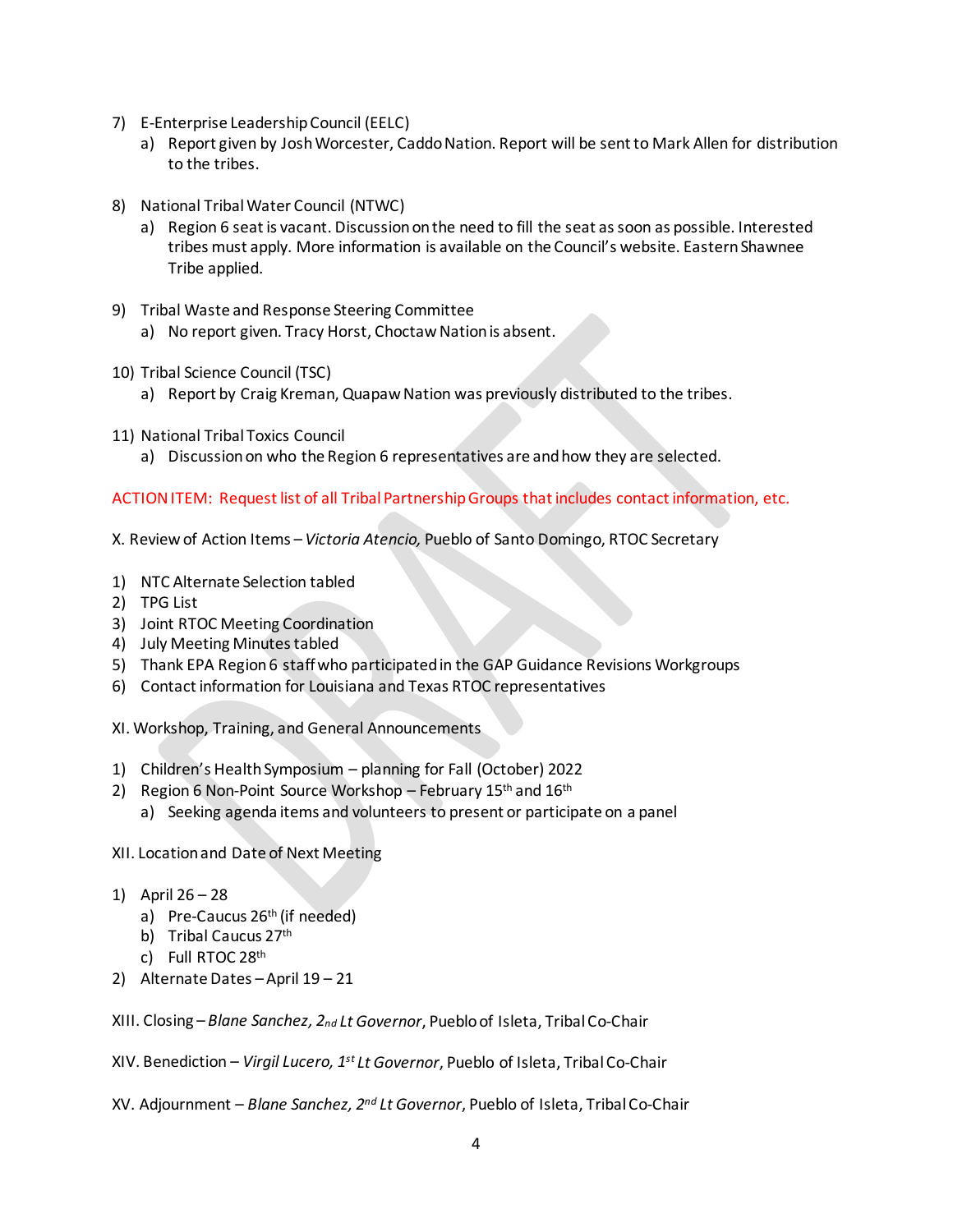7) E-Enterprise Leadership Council (EELC)
   a) Report given by Josh Worcester, Caddo Nation. Report will be sent to Mark Allen for distribution to the tribes.

8) National Tribal Water Council (NTWC)
   a) Region 6 seat is vacant. Discussion on the need to fill the seat as soon as possible. Interested tribes must apply. More information is available on the Council's website. Eastern Shawnee Tribe applied.

9) Tribal Waste and Response Steering Committee
   a) No report given. Tracy Horst, Choctaw Nation is absent.

10) Tribal Science Council (TSC)
   a) Report by Craig Kreman, Quapaw Nation was previously distributed to the tribes.

11) National Tribal Toxics Council
   a) Discussion on who the Region 6 representatives are and how they are selected.

ACTION ITEM: Request list of all Tribal Partnership Groups that includes contact information, etc.

X. Review of Action Items – *Victoria Atencio,* Pueblo of Santo Domingo, RTOC Secretary

1) NTC Alternate Selection tabled
2) TPG List
3) Joint RTOC Meeting Coordination
4) July Meeting Minutes tabled
5) Thank EPA Region 6 staff who participated in the GAP Guidance Revisions Workgroups
6) Contact information for Louisiana and Texas RTOC representatives

XI. Workshop, Training, and General Announcements

1) Children's Health Symposium – planning for Fall (October) 2022
2) Region 6 Non-Point Source Workshop – February 15th and 16th
   a) Seeking agenda items and volunteers to present or participate on a panel

XII. Location and Date of Next Meeting

1) April 26 – 28
   a) Pre-Caucus 26th (if needed)
   b) Tribal Caucus 27th
   c) Full RTOC 28th
2) Alternate Dates – April 19 – 21

XIII. Closing – *Blane Sanchez, 2nd Lt Governor*, Pueblo of Isleta, Tribal Co-Chair

XIV. Benediction – *Virgil Lucero, 1st Lt Governor*, Pueblo of Isleta, Tribal Co-Chair

XV. Adjournment – *Blane Sanchez, 2nd Lt Governor*, Pueblo of Isleta, Tribal Co-Chair